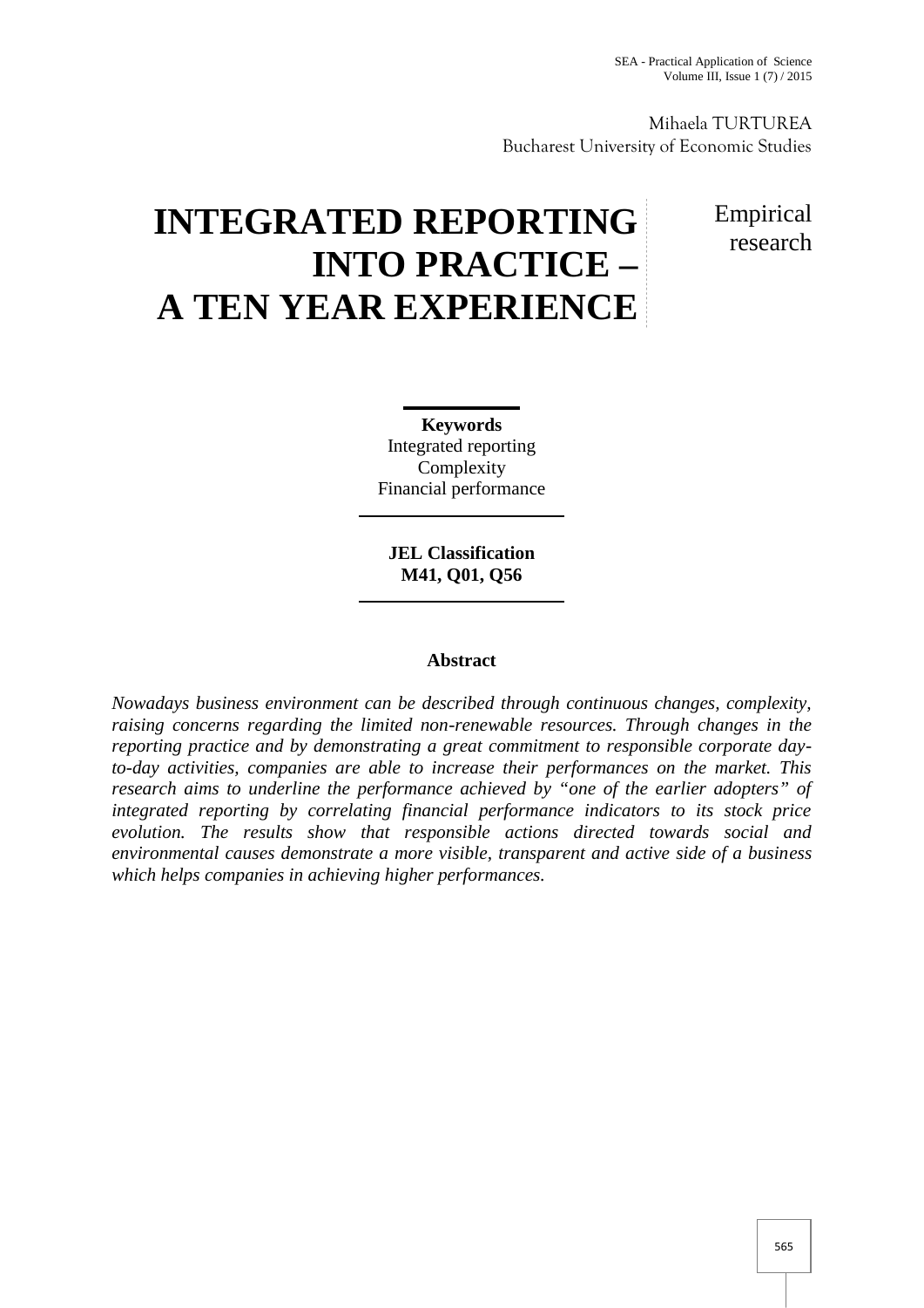Mihaela TURTUREA
Bucharest University of Economic Studies

# INTEGRATED REPORTING INTO PRACTICE – A TEN YEAR EXPERIENCE

Empirical research

**Keywords**
Integrated reporting
Complexity
Financial performance

**JEL Classification**
**M41, Q01, Q56**

## Abstract

*Nowadays business environment can be described through continuous changes, complexity, raising concerns regarding the limited non-renewable resources. Through changes in the reporting practice and by demonstrating a great commitment to responsible corporate day-to-day activities, companies are able to increase their performances on the market. This research aims to underline the performance achieved by "one of the earlier adopters" of integrated reporting by correlating financial performance indicators to its stock price evolution. The results show that responsible actions directed towards social and environmental causes demonstrate a more visible, transparent and active side of a business which helps companies in achieving higher performances.*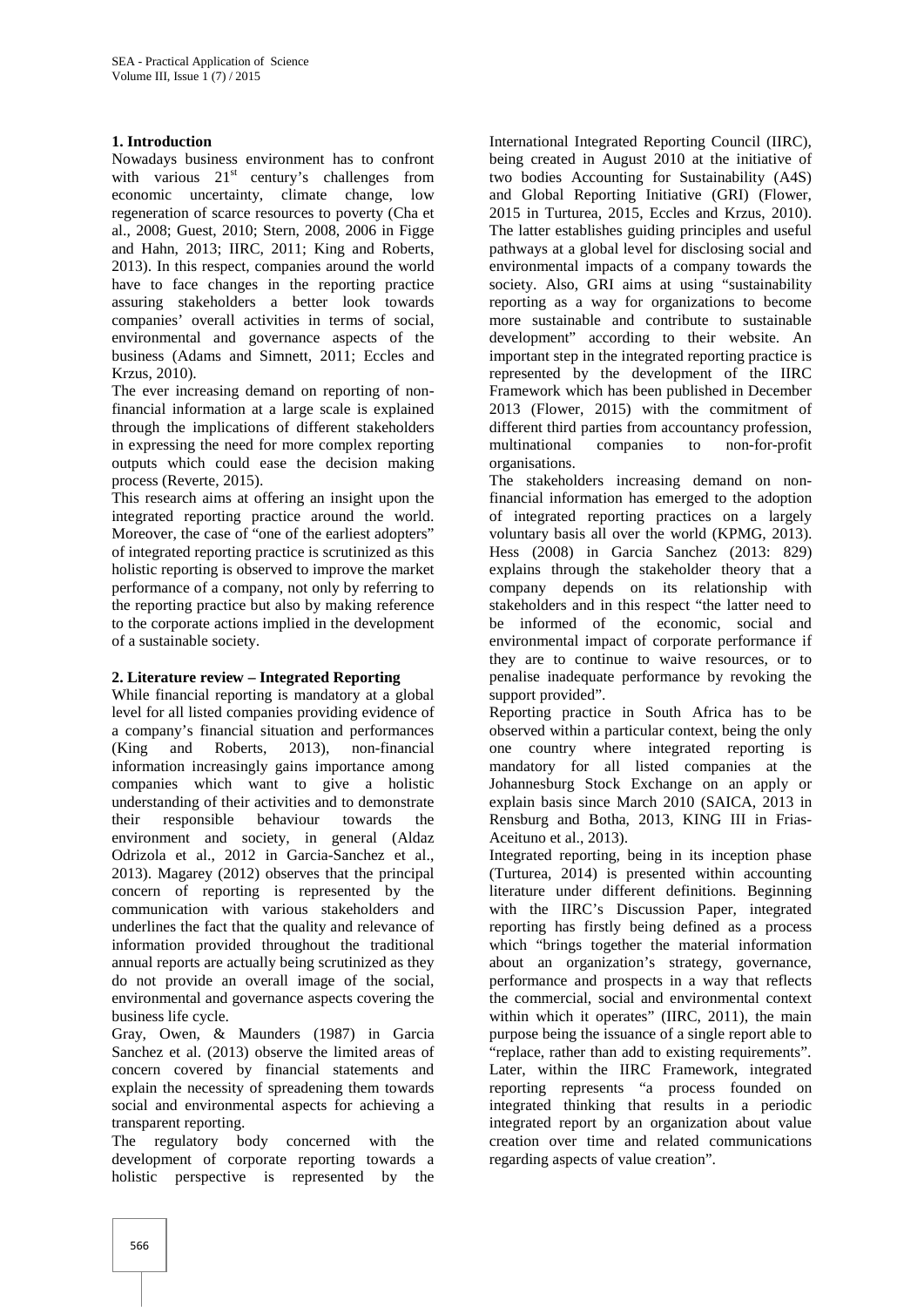## 1. Introduction

Nowadays business environment has to confront with various 21st century's challenges from economic uncertainty, climate change, low regeneration of scarce resources to poverty (Cha et al., 2008; Guest, 2010; Stern, 2008, 2006 in Figge and Hahn, 2013; IIRC, 2011; King and Roberts, 2013). In this respect, companies around the world have to face changes in the reporting practice assuring stakeholders a better look towards companies' overall activities in terms of social, environmental and governance aspects of the business (Adams and Simnett, 2011; Eccles and Krzus, 2010).

The ever increasing demand on reporting of non-financial information at a large scale is explained through the implications of different stakeholders in expressing the need for more complex reporting outputs which could ease the decision making process (Reverte, 2015).

This research aims at offering an insight upon the integrated reporting practice around the world. Moreover, the case of "one of the earliest adopters" of integrated reporting practice is scrutinized as this holistic reporting is observed to improve the market performance of a company, not only by referring to the reporting practice but also by making reference to the corporate actions implied in the development of a sustainable society.

## 2. Literature review – Integrated Reporting

While financial reporting is mandatory at a global level for all listed companies providing evidence of a company's financial situation and performances (King and Roberts, 2013), non-financial information increasingly gains importance among companies which want to give a holistic understanding of their activities and to demonstrate their responsible behaviour towards the environment and society, in general (Aldaz Odrizola et al., 2012 in Garcia-Sanchez et al., 2013). Magarey (2012) observes that the principal concern of reporting is represented by the communication with various stakeholders and underlines the fact that the quality and relevance of information provided throughout the traditional annual reports are actually being scrutinized as they do not provide an overall image of the social, environmental and governance aspects covering the business life cycle.

Gray, Owen, & Maunders (1987) in Garcia Sanchez et al. (2013) observe the limited areas of concern covered by financial statements and explain the necessity of spreadening them towards social and environmental aspects for achieving a transparent reporting.

The regulatory body concerned with the development of corporate reporting towards a holistic perspective is represented by the International Integrated Reporting Council (IIRC), being created in August 2010 at the initiative of two bodies Accounting for Sustainability (A4S) and Global Reporting Initiative (GRI) (Flower, 2015 in Turturea, 2015, Eccles and Krzus, 2010). The latter establishes guiding principles and useful pathways at a global level for disclosing social and environmental impacts of a company towards the society. Also, GRI aims at using "sustainability reporting as a way for organizations to become more sustainable and contribute to sustainable development" according to their website. An important step in the integrated reporting practice is represented by the development of the IIRC Framework which has been published in December 2013 (Flower, 2015) with the commitment of different third parties from accountancy profession, multinational companies to non-for-profit organisations.

The stakeholders increasing demand on non-financial information has emerged to the adoption of integrated reporting practices on a largely voluntary basis all over the world (KPMG, 2013). Hess (2008) in Garcia Sanchez (2013: 829) explains through the stakeholder theory that a company depends on its relationship with stakeholders and in this respect "the latter need to be informed of the economic, social and environmental impact of corporate performance if they are to continue to waive resources, or to penalise inadequate performance by revoking the support provided".

Reporting practice in South Africa has to be observed within a particular context, being the only one country where integrated reporting is mandatory for all listed companies at the Johannesburg Stock Exchange on an apply or explain basis since March 2010 (SAICA, 2013 in Rensburg and Botha, 2013, KING III in Frias-Aceituno et al., 2013).

Integrated reporting, being in its inception phase (Turturea, 2014) is presented within accounting literature under different definitions. Beginning with the IIRC's Discussion Paper, integrated reporting has firstly being defined as a process which "brings together the material information about an organization's strategy, governance, performance and prospects in a way that reflects the commercial, social and environmental context within which it operates" (IIRC, 2011), the main purpose being the issuance of a single report able to "replace, rather than add to existing requirements". Later, within the IIRC Framework, integrated reporting represents "a process founded on integrated thinking that results in a periodic integrated report by an organization about value creation over time and related communications regarding aspects of value creation".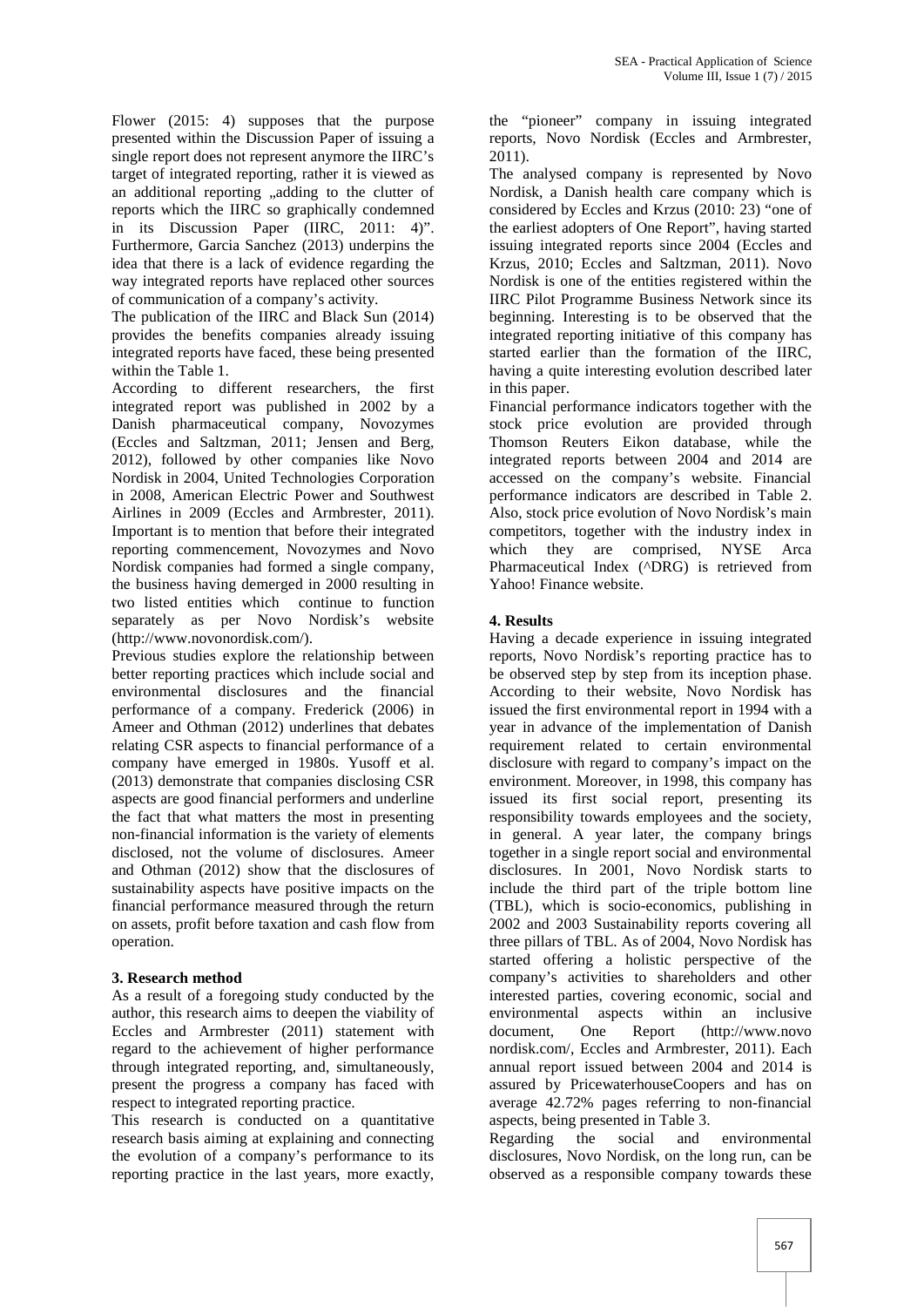Flower (2015: 4) supposes that the purpose presented within the Discussion Paper of issuing a single report does not represent anymore the IIRC's target of integrated reporting, rather it is viewed as an additional reporting „adding to the clutter of reports which the IIRC so graphically condemned in its Discussion Paper (IIRC, 2011: 4)". Furthermore, Garcia Sanchez (2013) underpins the idea that there is a lack of evidence regarding the way integrated reports have replaced other sources of communication of a company's activity.

The publication of the IIRC and Black Sun (2014) provides the benefits companies already issuing integrated reports have faced, these being presented within the Table 1.

According to different researchers, the first integrated report was published in 2002 by a Danish pharmaceutical company, Novozymes (Eccles and Saltzman, 2011; Jensen and Berg, 2012), followed by other companies like Novo Nordisk in 2004, United Technologies Corporation in 2008, American Electric Power and Southwest Airlines in 2009 (Eccles and Armbrester, 2011). Important is to mention that before their integrated reporting commencement, Novozymes and Novo Nordisk companies had formed a single company, the business having demerged in 2000 resulting in two listed entities which continue to function separately as per Novo Nordisk's website (http://www.novonordisk.com/).

Previous studies explore the relationship between better reporting practices which include social and environmental disclosures and the financial performance of a company. Frederick (2006) in Ameer and Othman (2012) underlines that debates relating CSR aspects to financial performance of a company have emerged in 1980s. Yusoff et al. (2013) demonstrate that companies disclosing CSR aspects are good financial performers and underline the fact that what matters the most in presenting non-financial information is the variety of elements disclosed, not the volume of disclosures. Ameer and Othman (2012) show that the disclosures of sustainability aspects have positive impacts on the financial performance measured through the return on assets, profit before taxation and cash flow from operation.

## 3. Research method

As a result of a foregoing study conducted by the author, this research aims to deepen the viability of Eccles and Armbrester (2011) statement with regard to the achievement of higher performance through integrated reporting, and, simultaneously, present the progress a company has faced with respect to integrated reporting practice.

This research is conducted on a quantitative research basis aiming at explaining and connecting the evolution of a company's performance to its reporting practice in the last years, more exactly, the "pioneer" company in issuing integrated reports, Novo Nordisk (Eccles and Armbrester, 2011).

The analysed company is represented by Novo Nordisk, a Danish health care company which is considered by Eccles and Krzus (2010: 23) "one of the earliest adopters of One Report", having started issuing integrated reports since 2004 (Eccles and Krzus, 2010; Eccles and Saltzman, 2011). Novo Nordisk is one of the entities registered within the IIRC Pilot Programme Business Network since its beginning. Interesting is to be observed that the integrated reporting initiative of this company has started earlier than the formation of the IIRC, having a quite interesting evolution described later in this paper.

Financial performance indicators together with the stock price evolution are provided through Thomson Reuters Eikon database, while the integrated reports between 2004 and 2014 are accessed on the company's website. Financial performance indicators are described in Table 2. Also, stock price evolution of Novo Nordisk's main competitors, together with the industry index in which they are comprised, NYSE Arca Pharmaceutical Index (^DRG) is retrieved from Yahoo! Finance website.

## 4. Results

Having a decade experience in issuing integrated reports, Novo Nordisk's reporting practice has to be observed step by step from its inception phase. According to their website, Novo Nordisk has issued the first environmental report in 1994 with a year in advance of the implementation of Danish requirement related to certain environmental disclosure with regard to company's impact on the environment. Moreover, in 1998, this company has issued its first social report, presenting its responsibility towards employees and the society, in general. A year later, the company brings together in a single report social and environmental disclosures. In 2001, Novo Nordisk starts to include the third part of the triple bottom line (TBL), which is socio-economics, publishing in 2002 and 2003 Sustainability reports covering all three pillars of TBL. As of 2004, Novo Nordisk has started offering a holistic perspective of the company's activities to shareholders and other interested parties, covering economic, social and environmental aspects within an inclusive document, One Report (http://www.novonordisk.com/, Eccles and Armbrester, 2011). Each annual report issued between 2004 and 2014 is assured by PricewaterhouseCoopers and has on average 42.72% pages referring to non-financial aspects, being presented in Table 3.

Regarding the social and environmental disclosures, Novo Nordisk, on the long run, can be observed as a responsible company towards these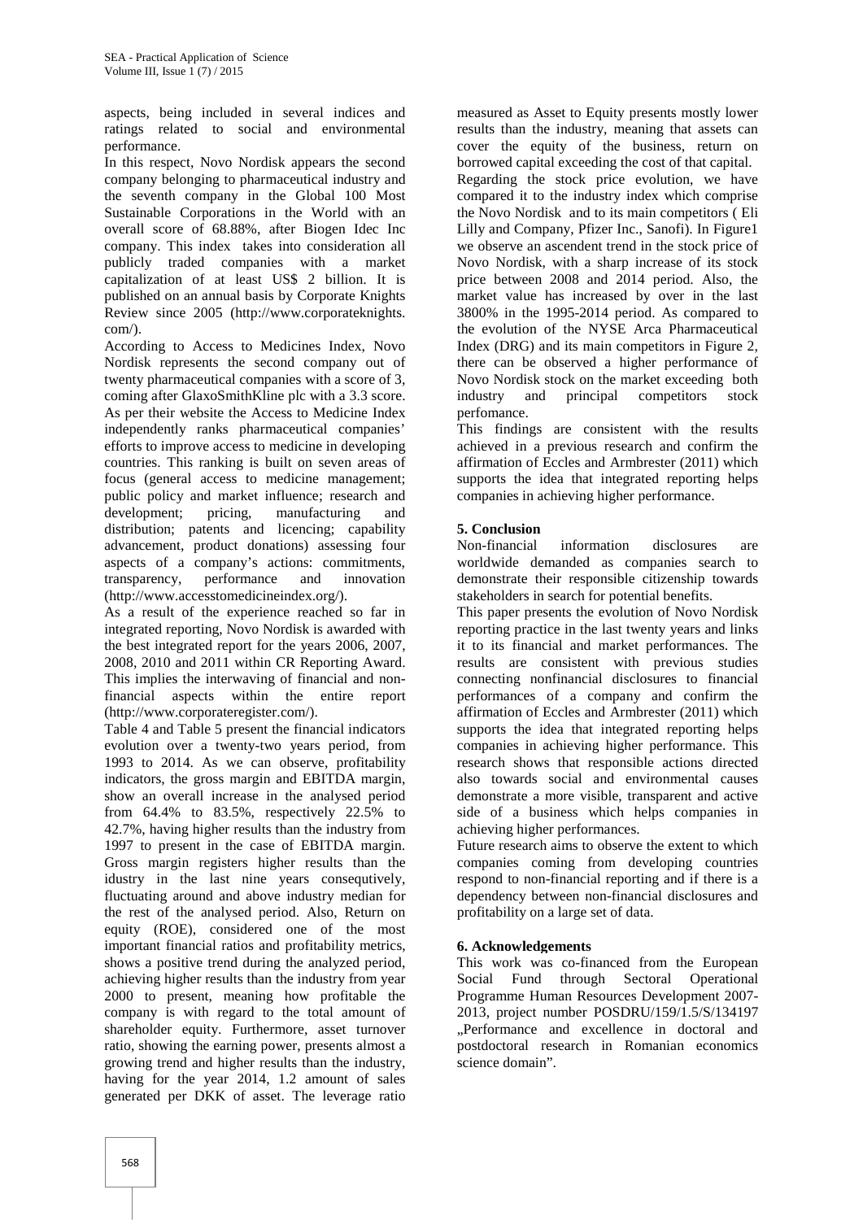aspects, being included in several indices and ratings related to social and environmental performance.

In this respect, Novo Nordisk appears the second company belonging to pharmaceutical industry and the seventh company in the Global 100 Most Sustainable Corporations in the World with an overall score of 68.88%, after Biogen Idec Inc company. This index takes into consideration all publicly traded companies with a market capitalization of at least US$ 2 billion. It is published on an annual basis by Corporate Knights Review since 2005 (http://www.corporateknights.com/).

According to Access to Medicines Index, Novo Nordisk represents the second company out of twenty pharmaceutical companies with a score of 3, coming after GlaxoSmithKline plc with a 3.3 score. As per their website the Access to Medicine Index independently ranks pharmaceutical companies' efforts to improve access to medicine in developing countries. This ranking is built on seven areas of focus (general access to medicine management; public policy and market influence; research and development; pricing, manufacturing and distribution; patents and licencing; capability advancement, product donations) assessing four aspects of a company's actions: commitments, transparency, performance and innovation (http://www.accesstomedicineindex.org/).

As a result of the experience reached so far in integrated reporting, Novo Nordisk is awarded with the best integrated report for the years 2006, 2007, 2008, 2010 and 2011 within CR Reporting Award. This implies the interwaving of financial and non-financial aspects within the entire report (http://www.corporateregister.com/).

Table 4 and Table 5 present the financial indicators evolution over a twenty-two years period, from 1993 to 2014. As we can observe, profitability indicators, the gross margin and EBITDA margin, show an overall increase in the analysed period from 64.4% to 83.5%, respectively 22.5% to 42.7%, having higher results than the industry from 1997 to present in the case of EBITDA margin. Gross margin registers higher results than the idustry in the last nine years consequtively, fluctuating around and above industry median for the rest of the analysed period. Also, Return on equity (ROE), considered one of the most important financial ratios and profitability metrics, shows a positive trend during the analyzed period, achieving higher results than the industry from year 2000 to present, meaning how profitable the company is with regard to the total amount of shareholder equity. Furthermore, asset turnover ratio, showing the earning power, presents almost a growing trend and higher results than the industry, having for the year 2014, 1.2 amount of sales generated per DKK of asset. The leverage ratio measured as Asset to Equity presents mostly lower results than the industry, meaning that assets can cover the equity of the business, return on borrowed capital exceeding the cost of that capital.

Regarding the stock price evolution, we have compared it to the industry index which comprise the Novo Nordisk and to its main competitors ( Eli Lilly and Company, Pfizer Inc., Sanofi). In Figure1 we observe an ascendent trend in the stock price of Novo Nordisk, with a sharp increase of its stock price between 2008 and 2014 period. Also, the market value has increased by over in the last 3800% in the 1995-2014 period. As compared to the evolution of the NYSE Arca Pharmaceutical Index (DRG) and its main competitors in Figure 2, there can be observed a higher performance of Novo Nordisk stock on the market exceeding both industry and principal competitors stock perfomance.

This findings are consistent with the results achieved in a previous research and confirm the affirmation of Eccles and Armbrester (2011) which supports the idea that integrated reporting helps companies in achieving higher performance.

## 5. Conclusion

Non-financial information disclosures are worldwide demanded as companies search to demonstrate their responsible citizenship towards stakeholders in search for potential benefits.

This paper presents the evolution of Novo Nordisk reporting practice in the last twenty years and links it to its financial and market performances. The results are consistent with previous studies connecting nonfinancial disclosures to financial performances of a company and confirm the affirmation of Eccles and Armbrester (2011) which supports the idea that integrated reporting helps companies in achieving higher performance. This research shows that responsible actions directed also towards social and environmental causes demonstrate a more visible, transparent and active side of a business which helps companies in achieving higher performances.

Future research aims to observe the extent to which companies coming from developing countries respond to non-financial reporting and if there is a dependency between non-financial disclosures and profitability on a large set of data.

## 6. Acknowledgements

This work was co-financed from the European Social Fund through Sectoral Operational Programme Human Resources Development 2007-2013, project number POSDRU/159/1.5/S/134197 „Performance and excellence in doctoral and postdoctoral research in Romanian economics science domain".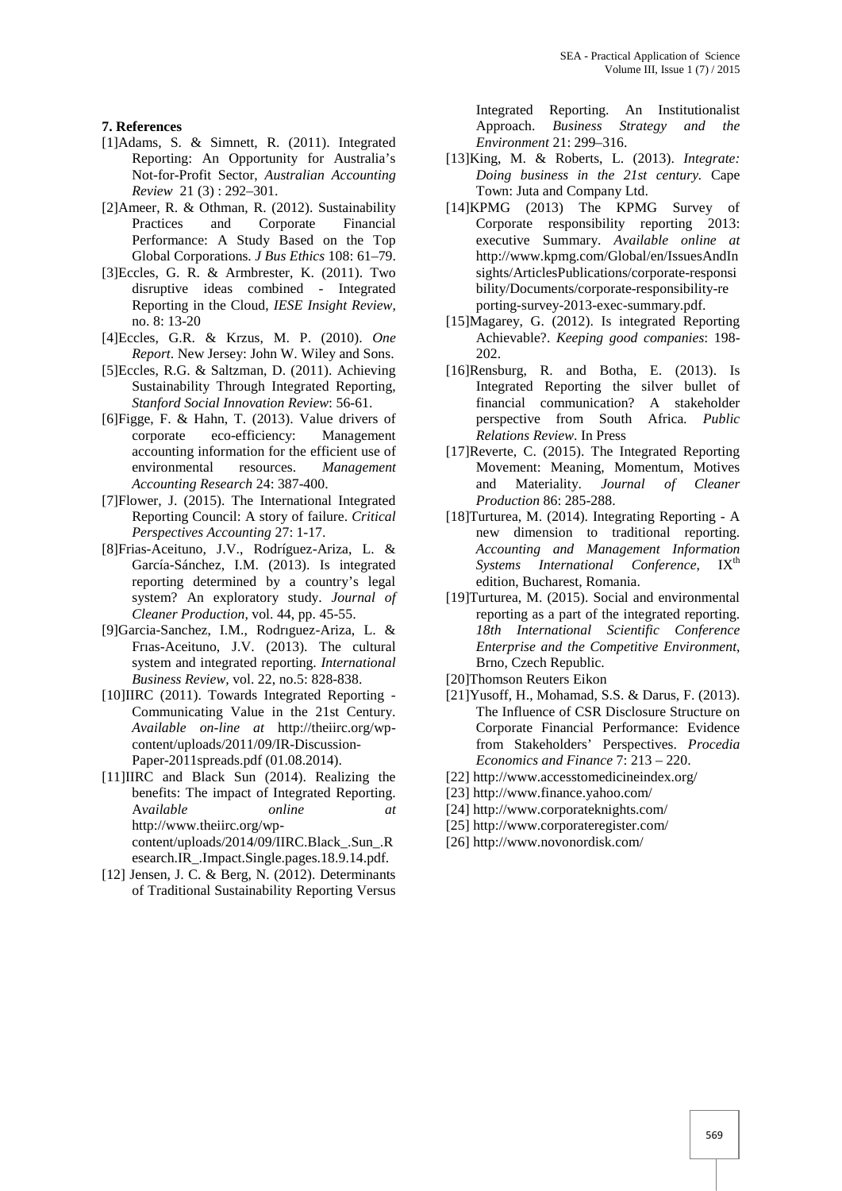## 7. References

[1]Adams, S. & Simnett, R. (2011). Integrated Reporting: An Opportunity for Australia's Not-for-Profit Sector, *Australian Accounting Review* 21 (3) : 292–301.

[2]Ameer, R. & Othman, R. (2012). Sustainability Practices and Corporate Financial Performance: A Study Based on the Top Global Corporations. *J Bus Ethics* 108: 61–79.

[3]Eccles, G. R. & Armbrester, K. (2011). Two disruptive ideas combined - Integrated Reporting in the Cloud, *IESE Insight Review*, no. 8: 13-20

[4]Eccles, G.R. & Krzus, M. P. (2010). *One Report*. New Jersey: John W. Wiley and Sons.

[5]Eccles, R.G. & Saltzman, D. (2011). Achieving Sustainability Through Integrated Reporting, *Stanford Social Innovation Review*: 56-61.

[6]Figge, F. & Hahn, T. (2013). Value drivers of corporate eco-efficiency: Management accounting information for the efficient use of environmental resources. *Management Accounting Research* 24: 387-400.

[7]Flower, J. (2015). The International Integrated Reporting Council: A story of failure. *Critical Perspectives Accounting* 27: 1-17.

[8]Frias-Aceituno, J.V., Rodríguez-Ariza, L. & García-Sánchez, I.M. (2013). Is integrated reporting determined by a country's legal system? An exploratory study. *Journal of Cleaner Production*, vol. 44, pp. 45-55.

[9]Garcia-Sanchez, I.M., Rodrıguez-Ariza, L. & Frıas-Aceituno, J.V. (2013). The cultural system and integrated reporting. *International Business Review*, vol. 22, no.5: 828-838.

[10]IIRC (2011). Towards Integrated Reporting - Communicating Value in the 21st Century. *Available on-line at* http://theiirc.org/wp-content/uploads/2011/09/IR-Discussion-Paper-2011spreads.pdf (01.08.2014).

[11]IIRC and Black Sun (2014). Realizing the benefits: The impact of Integrated Reporting. A*vailable online at* http://www.theiirc.org/wp-content/uploads/2014/09/IIRC.Black_.Sun_.Research.IR_.Impact.Single.pages.18.9.14.pdf.

[12] Jensen, J. C. & Berg, N. (2012). Determinants of Traditional Sustainability Reporting Versus Integrated Reporting. An Institutionalist Approach. *Business Strategy and the Environment* 21: 299–316.

[13]King, M. & Roberts, L. (2013). *Integrate: Doing business in the 21st century.* Cape Town: Juta and Company Ltd.

[14]KPMG (2013) The KPMG Survey of Corporate responsibility reporting 2013: executive Summary. *Available online at* http://www.kpmg.com/Global/en/IssuesAndInsights/ArticlesPublications/corporate-responsibility/Documents/corporate-responsibility-reporting-survey-2013-exec-summary.pdf.

[15]Magarey, G. (2012). Is integrated Reporting Achievable?. *Keeping good companies*: 198-202.

[16]Rensburg, R. and Botha, E. (2013). Is Integrated Reporting the silver bullet of financial communication? A stakeholder perspective from South Africa. *Public Relations Review*. In Press

[17]Reverte, C. (2015). The Integrated Reporting Movement: Meaning, Momentum, Motives and Materiality. *Journal of Cleaner Production* 86: 285-288.

[18]Turturea, M. (2014). Integrating Reporting - A new dimension to traditional reporting. *Accounting and Management Information Systems International Conference*, IX[th] edition, Bucharest, Romania.

[19]Turturea, M. (2015). Social and environmental reporting as a part of the integrated reporting. *18th International Scientific Conference Enterprise and the Competitive Environment*, Brno, Czech Republic.

[20]Thomson Reuters Eikon

[21]Yusoff, H., Mohamad, S.S. & Darus, F. (2013). The Influence of CSR Disclosure Structure on Corporate Financial Performance: Evidence from Stakeholders' Perspectives. *Procedia Economics and Finance* 7: 213 – 220.

[22] http://www.accesstomedicineindex.org/

[23] http://www.finance.yahoo.com/

[24] http://www.corporateknights.com/

[25] http://www.corporateregister.com/

[26] http://www.novonordisk.com/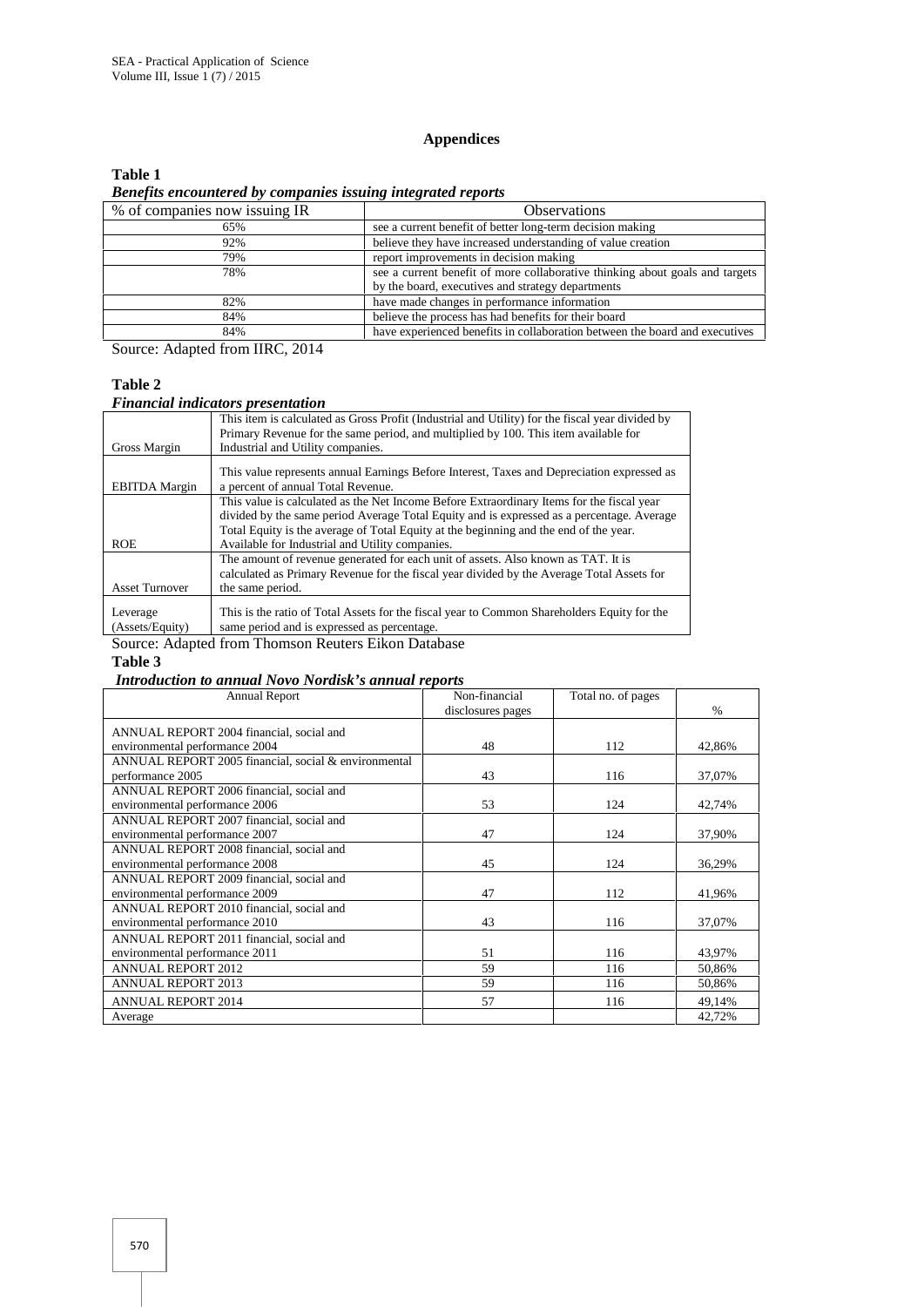## Appendices

**Table 1**

***Benefits encountered by companies issuing integrated reports***

| % of companies now issuing IR | Observations |
|---|---|
| 65% | see a current benefit of better long-term decision making |
| 92% | believe they have increased understanding of value creation |
| 79% | report improvements in decision making |
| 78% | see a current benefit of more collaborative thinking about goals and targets by the board, executives and strategy departments |
| 82% | have made changes in performance information |
| 84% | believe the process has had benefits for their board |
| 84% | have experienced benefits in collaboration between the board and executives |

Source: Adapted from IIRC, 2014

**Table 2**

***Financial indicators presentation***

| | |
|---|---|
| Gross Margin | This item is calculated as Gross Profit (Industrial and Utility) for the fiscal year divided by Primary Revenue for the same period, and multiplied by 100. This item available for Industrial and Utility companies. |
| EBITDA Margin | This value represents annual Earnings Before Interest, Taxes and Depreciation expressed as a percent of annual Total Revenue. |
| ROE | This value is calculated as the Net Income Before Extraordinary Items for the fiscal year divided by the same period Average Total Equity and is expressed as a percentage. Average Total Equity is the average of Total Equity at the beginning and the end of the year. Available for Industrial and Utility companies. |
| Asset Turnover | The amount of revenue generated for each unit of assets. Also known as TAT. It is calculated as Primary Revenue for the fiscal year divided by the Average Total Assets for the same period. |
| Leverage (Assets/Equity) | This is the ratio of Total Assets for the fiscal year to Common Shareholders Equity for the same period and is expressed as percentage. |

Source: Adapted from Thomson Reuters Eikon Database

**Table 3**

***Introduction to annual Novo Nordisk's annual reports***

| Annual Report | Non-financial disclosures pages | Total no. of pages | % |
|---|---|---|---|
| ANNUAL REPORT 2004 financial, social and environmental performance 2004 | 48 | 112 | 42,86% |
| ANNUAL REPORT 2005 financial, social & environmental performance 2005 | 43 | 116 | 37,07% |
| ANNUAL REPORT 2006 financial, social and environmental performance 2006 | 53 | 124 | 42,74% |
| ANNUAL REPORT 2007 financial, social and environmental performance 2007 | 47 | 124 | 37,90% |
| ANNUAL REPORT 2008 financial, social and environmental performance 2008 | 45 | 124 | 36,29% |
| ANNUAL REPORT 2009 financial, social and environmental performance 2009 | 47 | 112 | 41,96% |
| ANNUAL REPORT 2010 financial, social and environmental performance 2010 | 43 | 116 | 37,07% |
| ANNUAL REPORT 2011 financial, social and environmental performance 2011 | 51 | 116 | 43,97% |
| ANNUAL REPORT 2012 | 59 | 116 | 50,86% |
| ANNUAL REPORT 2013 | 59 | 116 | 50,86% |
| ANNUAL REPORT 2014 | 57 | 116 | 49,14% |
| Average | | | 42,72% |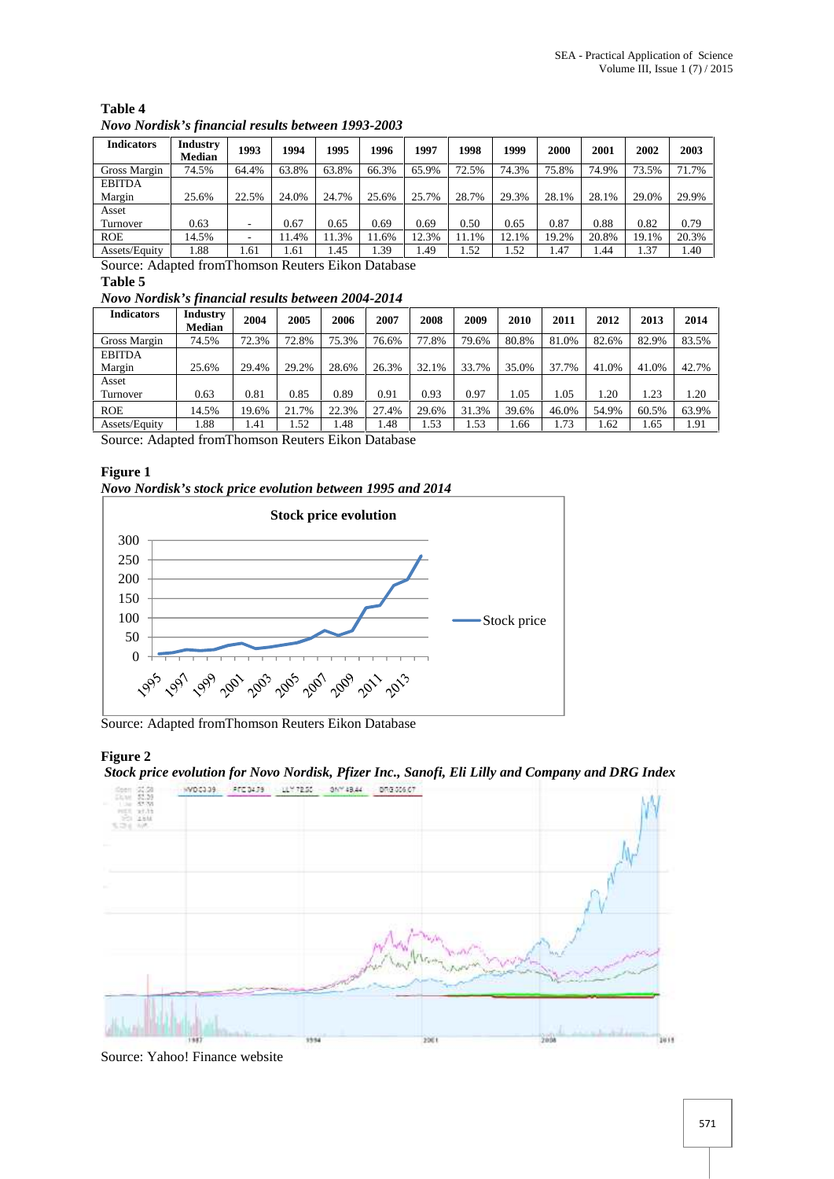**Table 4**

***Novo Nordisk's financial results between 1993-2003***

| Indicators | Industry Median | 1993 | 1994 | 1995 | 1996 | 1997 | 1998 | 1999 | 2000 | 2001 | 2002 | 2003 |
|---|---|---|---|---|---|---|---|---|---|---|---|---|
| Gross Margin | 74.5% | 64.4% | 63.8% | 63.8% | 66.3% | 65.9% | 72.5% | 74.3% | 75.8% | 74.9% | 73.5% | 71.7% |
| EBITDA Margin | 25.6% | 22.5% | 24.0% | 24.7% | 25.6% | 25.7% | 28.7% | 29.3% | 28.1% | 28.1% | 29.0% | 29.9% |
| Asset Turnover | 0.63 | - | 0.67 | 0.65 | 0.69 | 0.69 | 0.50 | 0.65 | 0.87 | 0.88 | 0.82 | 0.79 |
| ROE | 14.5% | - | 11.4% | 11.3% | 11.6% | 12.3% | 11.1% | 12.1% | 19.2% | 20.8% | 19.1% | 20.3% |
| Assets/Equity | 1.88 | 1.61 | 1.61 | 1.45 | 1.39 | 1.49 | 1.52 | 1.52 | 1.47 | 1.44 | 1.37 | 1.40 |

Source: Adapted fromThomson Reuters Eikon Database

**Table 5**

***Novo Nordisk's financial results between 2004-2014***

| Indicators | Industry Median | 2004 | 2005 | 2006 | 2007 | 2008 | 2009 | 2010 | 2011 | 2012 | 2013 | 2014 |
|---|---|---|---|---|---|---|---|---|---|---|---|---|
| Gross Margin | 74.5% | 72.3% | 72.8% | 75.3% | 76.6% | 77.8% | 79.6% | 80.8% | 81.0% | 82.6% | 82.9% | 83.5% |
| EBITDA Margin | 25.6% | 29.4% | 29.2% | 28.6% | 26.3% | 32.1% | 33.7% | 35.0% | 37.7% | 41.0% | 41.0% | 42.7% |
| Asset Turnover | 0.63 | 0.81 | 0.85 | 0.89 | 0.91 | 0.93 | 0.97 | 1.05 | 1.05 | 1.20 | 1.23 | 1.20 |
| ROE | 14.5% | 19.6% | 21.7% | 22.3% | 27.4% | 29.6% | 31.3% | 39.6% | 46.0% | 54.9% | 60.5% | 63.9% |
| Assets/Equity | 1.88 | 1.41 | 1.52 | 1.48 | 1.48 | 1.53 | 1.53 | 1.66 | 1.73 | 1.62 | 1.65 | 1.91 |

Source: Adapted fromThomson Reuters Eikon Database

**Figure 1**

***Novo Nordisk's stock price evolution between 1995 and 2014***

Source: Adapted fromThomson Reuters Eikon Database

**Figure 2**

***Stock price evolution for Novo Nordisk, Pfizer Inc., Sanofi, Eli Lilly and Company and DRG Index***

Source: Yahoo! Finance website